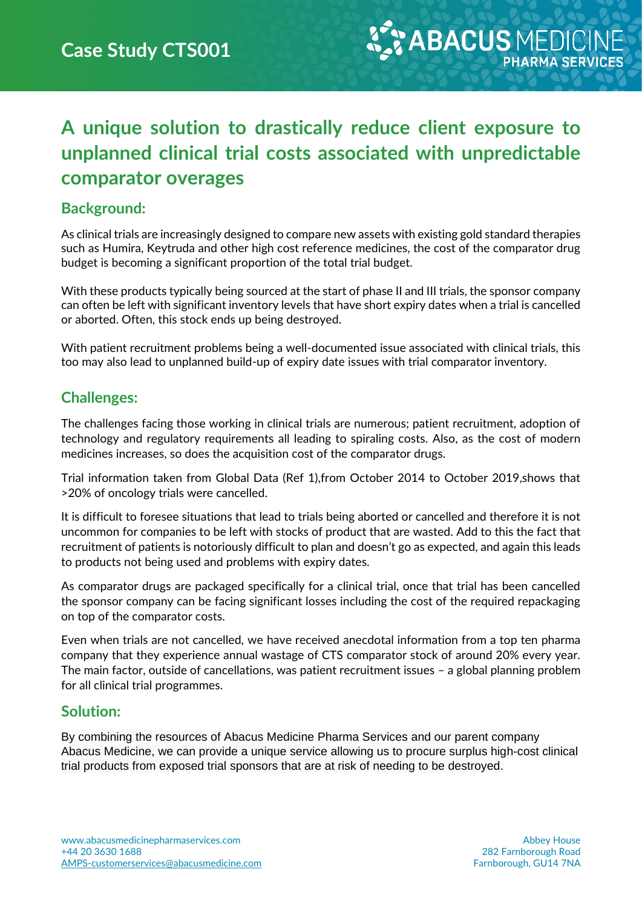Case Study CTS001

# A unique solution to drastically reduce client exposure to unplanned clinical trial costs associated with unpredictable comparator overages

## Background:

As clinical trials are increasingly designed to compare new assets with existing gold standard therapies such as Humira, Keytruda and other high cost reference medicines, the cost of the comparator drug budget is becoming a significant proportion of the total trial budget.

With these products typically being sourced at the start of phase II and III trials, the sponsor company can often be left with significant inventory levels that have short expiry dates when a trial is cancelled or aborted. Often, this stock ends up being destroyed.

With patient recruitment problems being a well-documented issue associated with clinical trials, this too may also lead to unplanned build-up of expiry date issues with trial comparator inventory.

## Challenges:

The challenges facing those working in clinical trials are numerous; patient recruitment, adoption of technology and regulatory requirements all leading to spiraling costs. Also, as the cost of modern medicines increases, so does the acquisition cost of the comparator drugs.

Trial information taken from Global Data (Ref 1),from October 2014 to October 2019,shows that >20% of oncology trials were cancelled.

It is difficult to foresee situations that lead to trials being aborted or cancelled and therefore it is not uncommon for companies to be left with stocks of product that are wasted. Add to this the fact that recruitment of patients is notoriously difficult to plan and doesn't go as expected, and again this leads to products not being used and problems with expiry dates.

As comparator drugs are packaged specifically for a clinical trial, once that trial has been cancelled the sponsor company can be facing significant losses including the cost of the required repackaging on top of the comparator costs.

Even when trials are not cancelled, we have received anecdotal information from a top ten pharma company that they experience annual wastage of CTS comparator stock of around 20% every year. The main factor, outside of cancellations, was patient recruitment issues – a global planning problem for all clinical trial programmes.

## Solution:

By combining the resources of Abacus Medicine Pharma Services and our parent company Abacus Medicine, we can provide a unique service allowing us to procure surplus high-cost clinical trial products from exposed trial sponsors that are at risk of needing to be destroyed.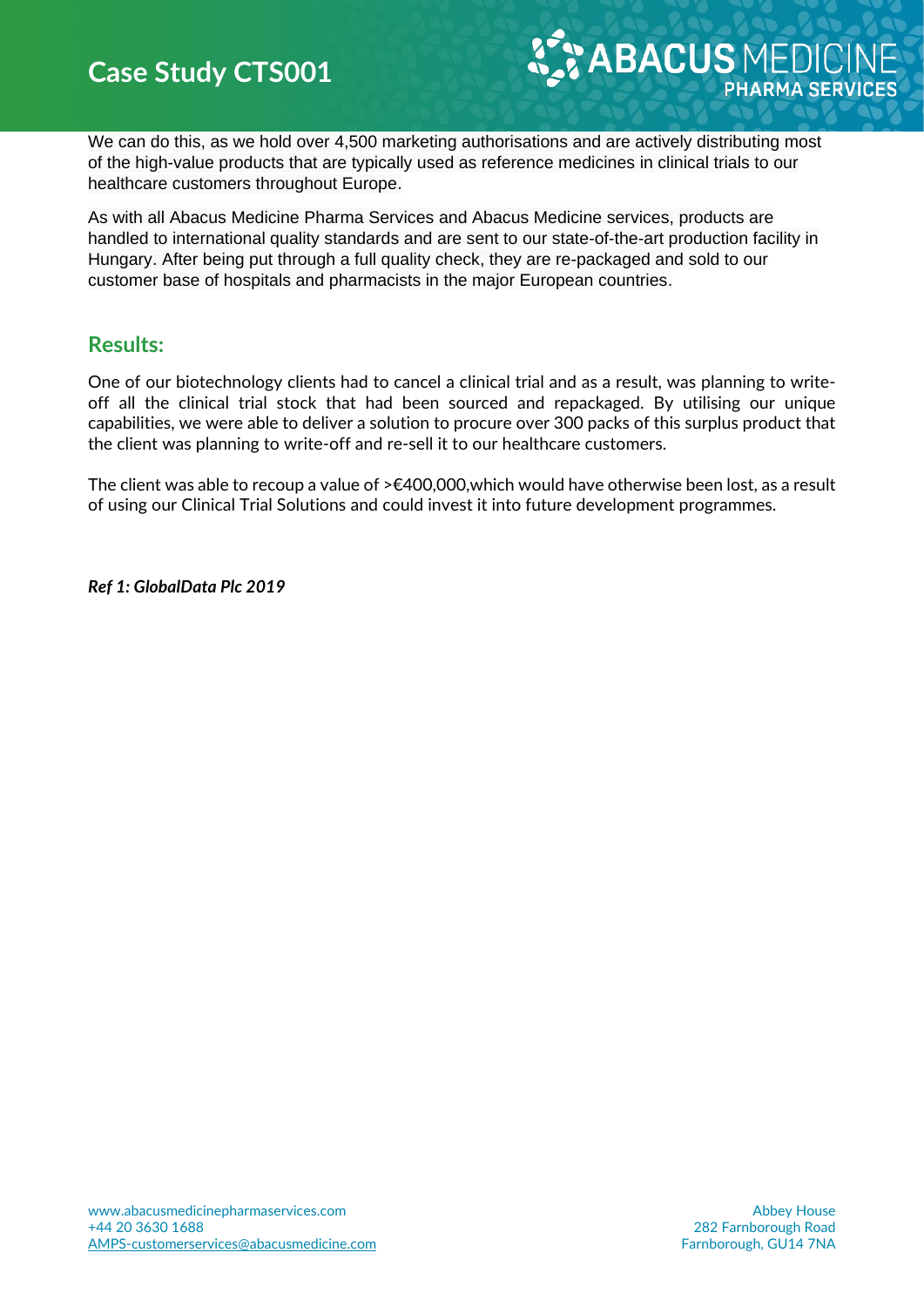We can do this, as we hold over 4,500 marketing authorisations and are actively distributing most of the high-value products that are typically used as reference medicines in clinical trials to our healthcare customers throughout Europe.

As with all Abacus Medicine Pharma Services and Abacus Medicine services, products are handled to international quality standards and are sent to our state-of-the-art production facility in Hungary. After being put through a full quality check, they are re-packaged and sold to our customer base of hospitals and pharmacists in the major European countries.

## Results:

One of our biotechnology clients had to cancel a clinical trial and as a result, was planning to write-off all the clinical trial stock that had been sourced and repackaged. By utilising our unique capabilities, we were able to deliver a solution to procure over 300 packs of this surplus product that the client was planning to write-off and re-sell it to our healthcare customers.

The client was able to recoup a value of >€400,000,which would have otherwise been lost, as a result of using our Clinical Trial Solutions and could invest it into future development programmes.

***Ref 1: GlobalData Plc 2019***

www.abacusmedicinepharmaservices.com
+44 20 3630 1688
AMPS-customerservices@abacusmedicine.com

Abbey House
282 Farnborough Road
Farnborough, GU14 7NA